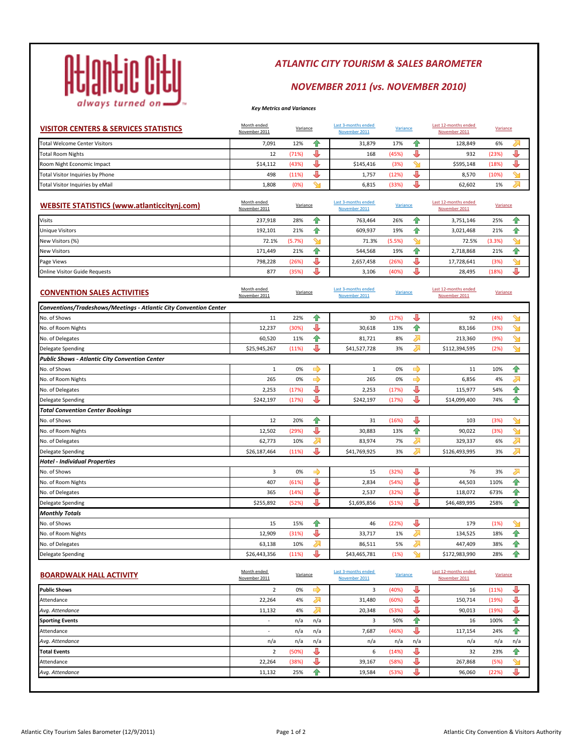Atlantic City
always turned on

# ATLANTIC CITY TOURISM & SALES BAROMETER

## NOVEMBER 2011 (vs. NOVEMBER 2010)

*Key Metrics and Variances*

## VISITOR CENTERS & SERVICES STATISTICS

| | Month ended November 2011 | Variance | | Last 3-months ended November 2011 | Variance | | Last 12-months ended November 2011 | Variance | |
|---|---|---|---|---|---|---|---|---|---|
| Total Welcome Center Visitors | 7,091 | 12% | ↑ | 31,879 | 17% | ↑ | 128,849 | 6% | ↗ |
| Total Room Nights | 12 | (71%) | ↓ | 168 | (45%) | ↓ | 932 | (23%) | ↓ |
| Room Night Economic Impact | $14,112 | (43%) | ↓ | $145,416 | (3%) | ↘ | $595,148 | (18%) | ↓ |
| Total Visitor Inquiries by Phone | 498 | (11%) | ↓ | 1,757 | (12%) | ↓ | 8,570 | (10%) | ↘ |
| Total Visitor Inquiries by eMail | 1,808 | (0%) | ↘ | 6,815 | (33%) | ↓ | 62,602 | 1% | ↗ |

## WEBSITE STATISTICS (www.atlanticcitynj.com)

| | Month ended November 2011 | Variance | | Last 3-months ended November 2011 | Variance | | Last 12-months ended November 2011 | Variance | |
|---|---|---|---|---|---|---|---|---|---|
| Visits | 237,918 | 28% | ↑ | 763,464 | 26% | ↑ | 3,751,146 | 25% | ↑ |
| Unique Visitors | 192,101 | 21% | ↑ | 609,937 | 19% | ↑ | 3,021,468 | 21% | ↑ |
| New Visitors (%) | 72.1% | (5.7%) | ↘ | 71.3% | (5.5%) | ↘ | 72.5% | (3.3%) | ↘ |
| New Visitors | 171,449 | 21% | ↑ | 544,568 | 19% | ↑ | 2,718,868 | 21% | ↑ |
| Page Views | 798,228 | (26%) | ↓ | 2,657,458 | (26%) | ↓ | 17,728,641 | (3%) | ↘ |
| Online Visitor Guide Requests | 877 | (35%) | ↓ | 3,106 | (40%) | ↓ | 28,495 | (18%) | ↓ |

## CONVENTION SALES ACTIVITIES

| | Month ended November 2011 | Variance | | Last 3-months ended November 2011 | Variance | | Last 12-months ended November 2011 | Variance | |
|---|---|---|---|---|---|---|---|---|---|
| ***Conventions/Tradeshows/Meetings - Atlantic City Convention Center*** | | | | | | | | | |
| No. of Shows | 11 | 22% | ↑ | 30 | (17%) | ↓ | 92 | (4%) | ↘ |
| No. of Room Nights | 12,237 | (30%) | ↓ | 30,618 | 13% | ↑ | 83,166 | (3%) | ↘ |
| No. of Delegates | 60,520 | 11% | ↑ | 81,721 | 8% | ↗ | 213,360 | (9%) | ↘ |
| Delegate Spending | $25,945,267 | (11%) | ↓ | $41,527,728 | 3% | ↗ | $112,394,595 | (2%) | ↘ |
| ***Public Shows - Atlantic City Convention Center*** | | | | | | | | | |
| No. of Shows | 1 | 0% | ⇨ | 1 | 0% | ⇨ | 11 | 10% | ↑ |
| No. of Room Nights | 265 | 0% | ⇨ | 265 | 0% | ⇨ | 6,856 | 4% | ↗ |
| No. of Delegates | 2,253 | (17%) | ↓ | 2,253 | (17%) | ↓ | 115,977 | 54% | ↑ |
| Delegate Spending | $242,197 | (17%) | ↓ | $242,197 | (17%) | ↓ | $14,099,400 | 74% | ↑ |
| ***Total Convention Center Bookings*** | | | | | | | | | |
| No. of Shows | 12 | 20% | ↑ | 31 | (16%) | ↓ | 103 | (3%) | ↘ |
| No. of Room Nights | 12,502 | (29%) | ↓ | 30,883 | 13% | ↑ | 90,022 | (3%) | ↘ |
| No. of Delegates | 62,773 | 10% | ↗ | 83,974 | 7% | ↗ | 329,337 | 6% | ↗ |
| Delegate Spending | $26,187,464 | (11%) | ↓ | $41,769,925 | 3% | ↗ | $126,493,995 | 3% | ↗ |
| ***Hotel - Individual Properties*** | | | | | | | | | |
| No. of Shows | 3 | 0% | ⇨ | 15 | (32%) | ↓ | 76 | 3% | ↗ |
| No. of Room Nights | 407 | (61%) | ↓ | 2,834 | (54%) | ↓ | 44,503 | 110% | ↑ |
| No. of Delegates | 365 | (14%) | ↓ | 2,537 | (32%) | ↓ | 118,072 | 673% | ↑ |
| Delegate Spending | $255,892 | (52%) | ↓ | $1,695,856 | (51%) | ↓ | $46,489,995 | 258% | ↑ |
| ***Monthly Totals*** | | | | | | | | | |
| No. of Shows | 15 | 15% | ↑ | 46 | (22%) | ↓ | 179 | (1%) | ↘ |
| No. of Room Nights | 12,909 | (31%) | ↓ | 33,717 | 1% | ↗ | 134,525 | 18% | ↑ |
| No. of Delegates | 63,138 | 10% | ↗ | 86,511 | 5% | ↗ | 447,409 | 38% | ↑ |
| Delegate Spending | $26,443,356 | (11%) | ↓ | $43,465,781 | (1%) | ↘ | $172,983,990 | 28% | ↑ |

## BOARDWALK HALL ACTIVITY

| | Month ended November 2011 | Variance | | Last 3-months ended November 2011 | Variance | | Last 12-months ended November 2011 | Variance | |
|---|---|---|---|---|---|---|---|---|---|
| **Public Shows** | 2 | 0% | ⇨ | 3 | (40%) | ↓ | 16 | (11%) | ↓ |
| Attendance | 22,264 | 4% | ↗ | 31,480 | (60%) | ↓ | 150,714 | (19%) | ↓ |
| *Avg. Attendance* | 11,132 | 4% | ↗ | 20,348 | (53%) | ↓ | 90,013 | (19%) | ↓ |
| **Sporting Events** | - | n/a | n/a | 3 | 50% | ↑ | 16 | 100% | ↑ |
| Attendance | - | n/a | n/a | 7,687 | (46%) | ↓ | 117,154 | 24% | ↑ |
| *Avg. Attendance* | n/a | n/a | n/a | n/a | n/a | n/a | n/a | n/a | n/a |
| **Total Events** | 2 | (50%) | ↓ | 6 | (14%) | ↓ | 32 | 23% | ↑ |
| Attendance | 22,264 | (38%) | ↓ | 39,167 | (58%) | ↓ | 267,868 | (5%) | ↘ |
| *Avg. Attendance* | 11,132 | 25% | ↑ | 19,584 | (53%) | ↓ | 96,060 | (22%) | ↓ |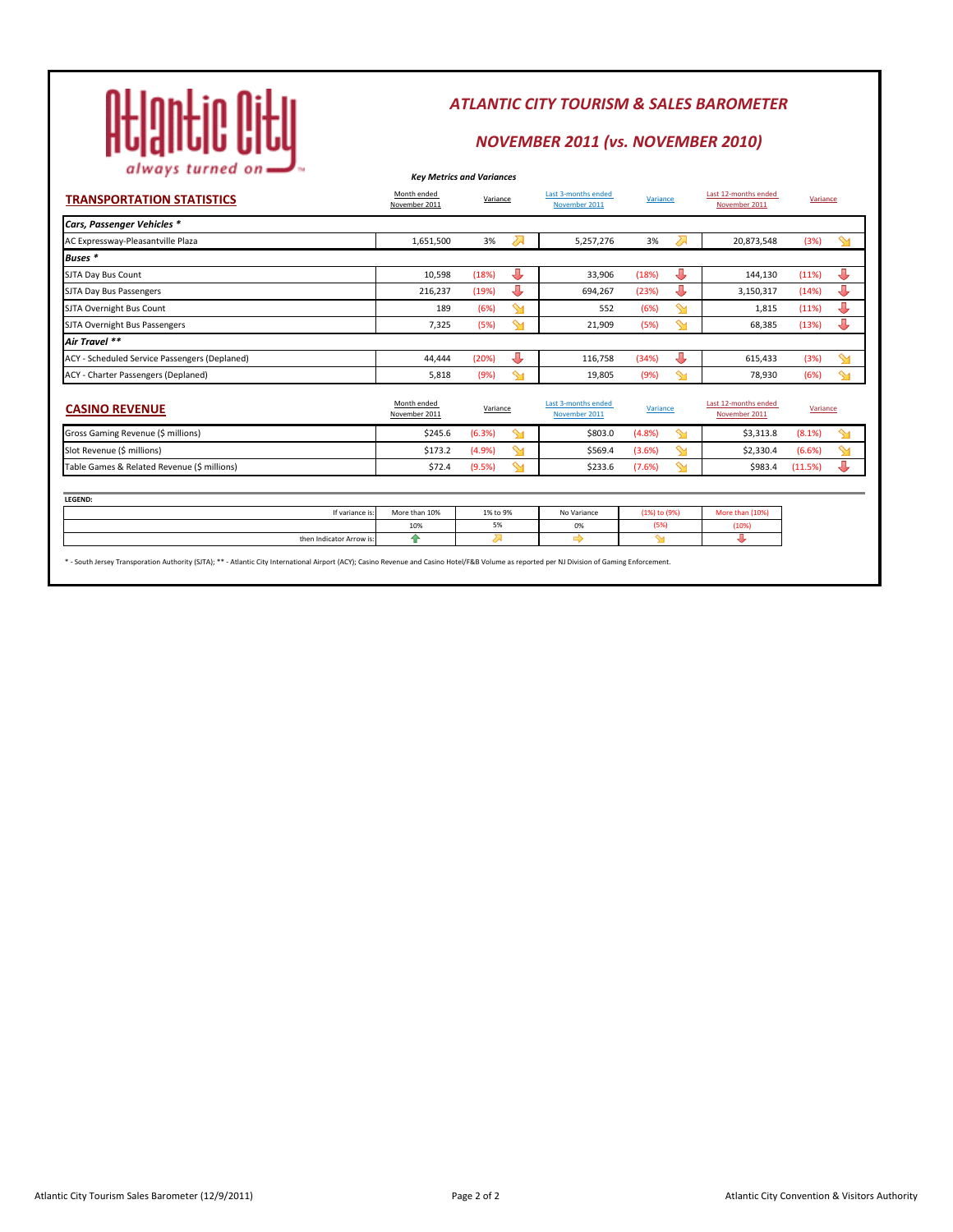# ATLANTIC CITY TOURISM & SALES BAROMETER

## NOVEMBER 2011 (vs. NOVEMBER 2010)

Atlantic City always turned on™

*Key Metrics and Variances*

## TRANSPORTATION STATISTICS

| | Month ended November 2011 | Variance | | Last 3-months ended November 2011 | Variance | | Last 12-months ended November 2011 | Variance | |
|---|---|---|---|---|---|---|---|---|---|
| ***Cars, Passenger Vehicles \**** | | | | | | | | | |
| AC Expressway-Pleasantville Plaza | 1,651,500 | 3% | ↗ | 5,257,276 | 3% | ↗ | 20,873,548 | (3%) | ↘ |
| ***Buses \**** | | | | | | | | | |
| SJTA Day Bus Count | 10,598 | (18%) | ⇩ | 33,906 | (18%) | ⇩ | 144,130 | (11%) | ⇩ |
| SJTA Day Bus Passengers | 216,237 | (19%) | ⇩ | 694,267 | (23%) | ⇩ | 3,150,317 | (14%) | ⇩ |
| SJTA Overnight Bus Count | 189 | (6%) | ↘ | 552 | (6%) | ↘ | 1,815 | (11%) | ⇩ |
| SJTA Overnight Bus Passengers | 7,325 | (5%) | ↘ | 21,909 | (5%) | ↘ | 68,385 | (13%) | ⇩ |
| ***Air Travel \*\**** | | | | | | | | | |
| ACY - Scheduled Service Passengers (Deplaned) | 44,444 | (20%) | ⇩ | 116,758 | (34%) | ⇩ | 615,433 | (3%) | ↘ |
| ACY - Charter Passengers (Deplaned) | 5,818 | (9%) | ↘ | 19,805 | (9%) | ↘ | 78,930 | (6%) | ↘ |

## CASINO REVENUE

| | Month ended November 2011 | Variance | | Last 3-months ended November 2011 | Variance | | Last 12-months ended November 2011 | Variance | |
|---|---|---|---|---|---|---|---|---|---|
| Gross Gaming Revenue ($ millions) | $245.6 | (6.3%) | ↘ | $803.0 | (4.8%) | ↘ | $3,313.8 | (8.1%) | ↘ |
| Slot Revenue ($ millions) | $173.2 | (4.9%) | ↘ | $569.4 | (3.6%) | ↘ | $2,330.4 | (6.6%) | ↘ |
| Table Games & Related Revenue ($ millions) | $72.4 | (9.5%) | ↘ | $233.6 | (7.6%) | ↘ | $983.4 | (11.5%) | ⇩ |

**LEGEND:**

| | | | | | |
|---|---|---|---|---|---|
| If variance is: | More than 10% | 1% to 9% | No Variance | (1%) to (9%) | More than (10%) |
| | 10% | 5% | 0% | (5%) | (10%) |
| then Indicator Arrow is: | ⇧ | ↗ | ⇨ | ↘ | ⇩ |

\* - South Jersey Transporation Authority (SJTA); \*\* - Atlantic City International Airport (ACY); Casino Revenue and Casino Hotel/F&B Volume as reported per NJ Division of Gaming Enforcement.

Atlantic City Tourism Sales Barometer (12/9/2011) | Atlantic City Convention & Visitors Authority